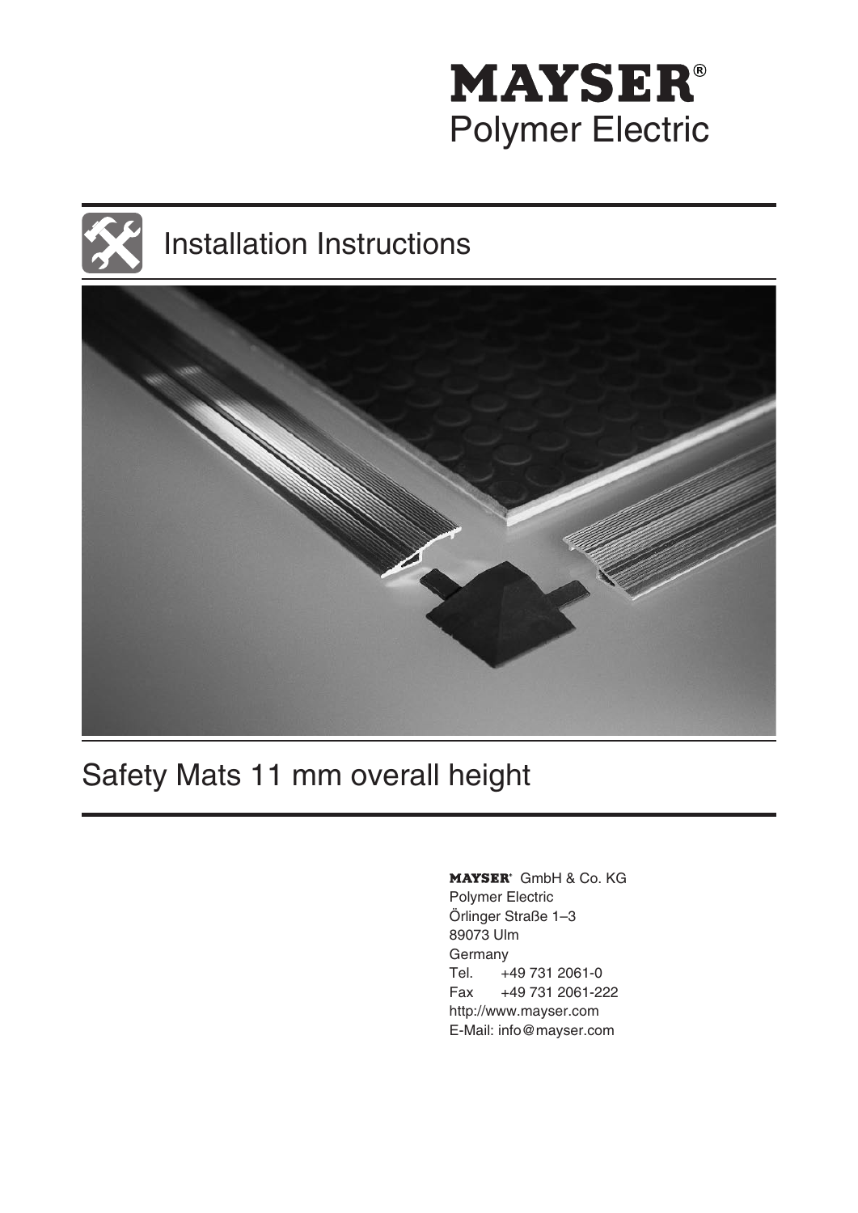# MAYSER®
Polymer Electric

## Installation Instructions

# Safety Mats 11 mm overall height

MAYSER® GmbH & Co. KG
Polymer Electric
Örlinger Straße 1–3
89073 Ulm
Germany
Tel. +49 731 2061-0
Fax +49 731 2061-222
http://www.mayser.com
E-Mail: info@mayser.com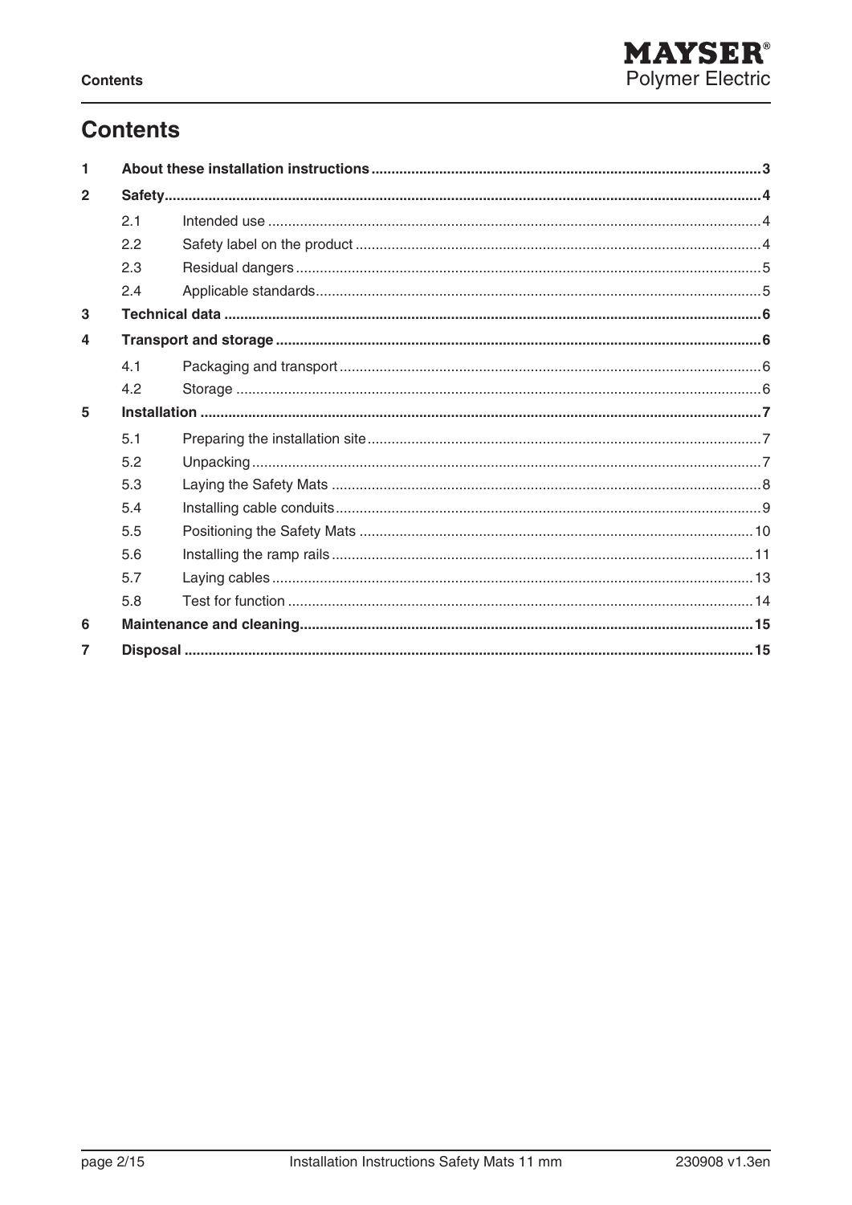# Contents

| | | | |
|---|---|---|---|
| **1** | **About these installation instructions** | | **3** |
| **2** | **Safety** | | **4** |
| | 2.1 | Intended use | 4 |
| | 2.2 | Safety label on the product | 4 |
| | 2.3 | Residual dangers | 5 |
| | 2.4 | Applicable standards | 5 |
| **3** | **Technical data** | | **6** |
| **4** | **Transport and storage** | | **6** |
| | 4.1 | Packaging and transport | 6 |
| | 4.2 | Storage | 6 |
| **5** | **Installation** | | **7** |
| | 5.1 | Preparing the installation site | 7 |
| | 5.2 | Unpacking | 7 |
| | 5.3 | Laying the Safety Mats | 8 |
| | 5.4 | Installing cable conduits | 9 |
| | 5.5 | Positioning the Safety Mats | 10 |
| | 5.6 | Installing the ramp rails | 11 |
| | 5.7 | Laying cables | 13 |
| | 5.8 | Test for function | 14 |
| **6** | **Maintenance and cleaning** | | **15** |
| **7** | **Disposal** | | **15** |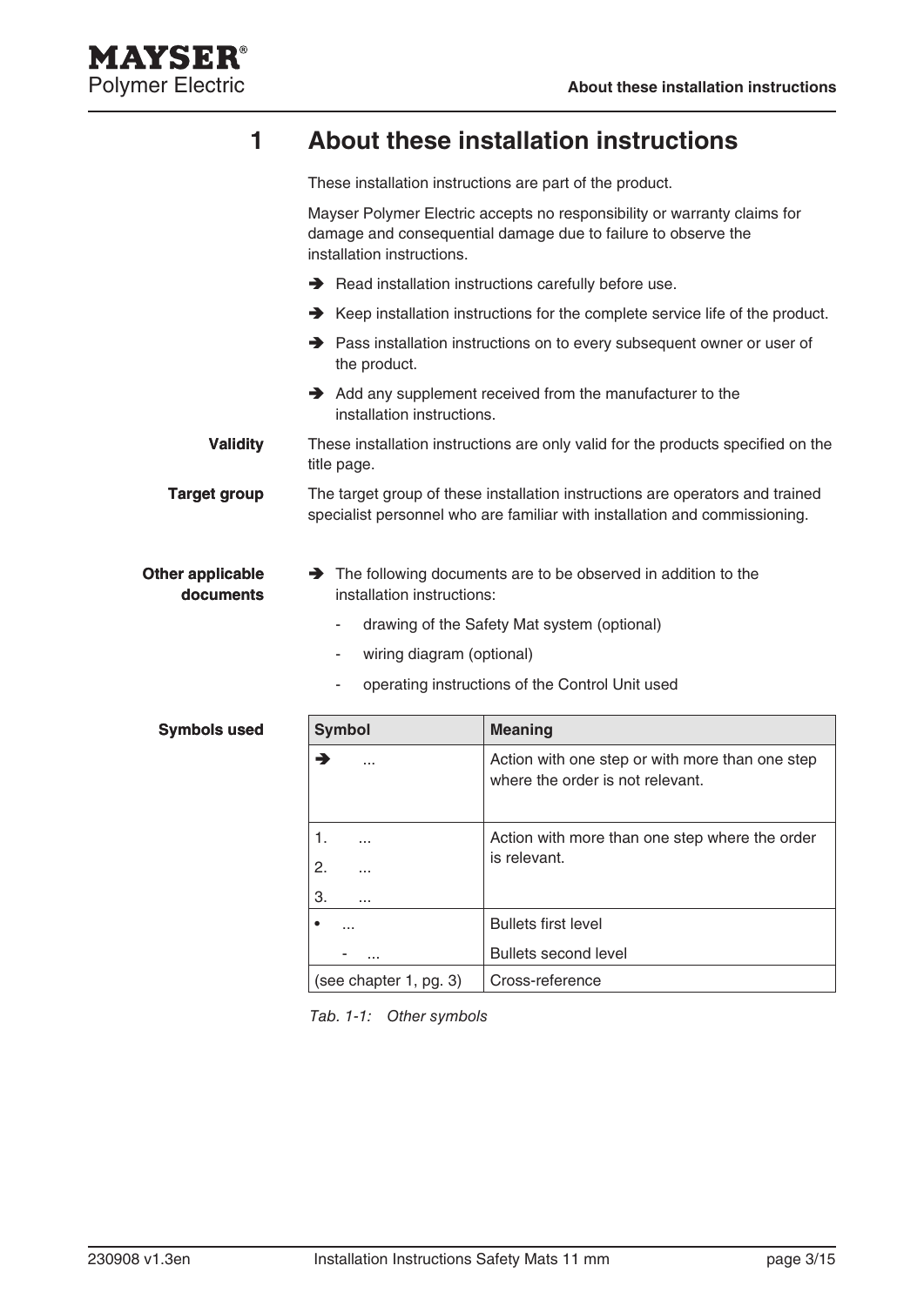# 1 About these installation instructions

These installation instructions are part of the product.

Mayser Polymer Electric accepts no responsibility or warranty claims for damage and consequential damage due to failure to observe the installation instructions.

➔ Read installation instructions carefully before use.

➔ Keep installation instructions for the complete service life of the product.

➔ Pass installation instructions on to every subsequent owner or user of the product.

➔ Add any supplement received from the manufacturer to the installation instructions.

**Validity**

These installation instructions are only valid for the products specified on the title page.

**Target group**

The target group of these installation instructions are operators and trained specialist personnel who are familiar with installation and commissioning.

**Other applicable documents**

➔ The following documents are to be observed in addition to the installation instructions:

- drawing of the Safety Mat system (optional)
- wiring diagram (optional)
- operating instructions of the Control Unit used

**Symbols used**

| Symbol | Meaning |
|---|---|
| ➔ ... | Action with one step or with more than one step where the order is not relevant. |
| 1. ...<br>2. ...<br>3. ... | Action with more than one step where the order is relevant. |
| • ...<br>- ... | Bullets first level<br>Bullets second level |
| (see chapter 1, pg. 3) | Cross-reference |

*Tab. 1-1: Other symbols*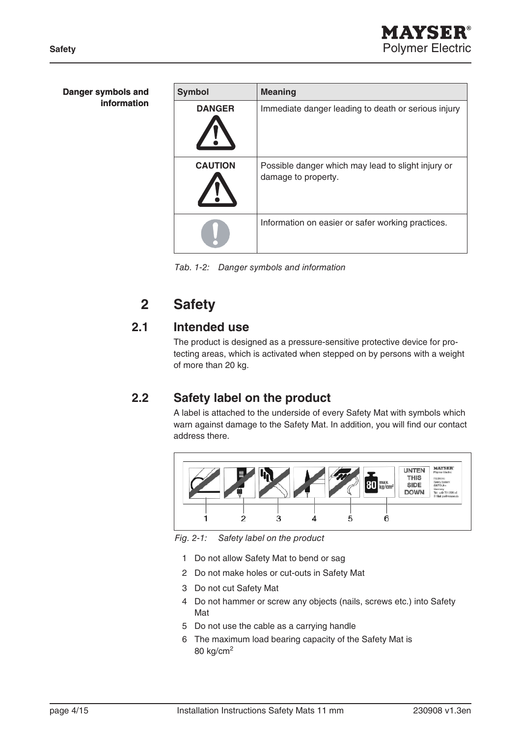**Danger symbols and information**

| Symbol | Meaning |
|---|---|
| DANGER | Immediate danger leading to death or serious injury |
| CAUTION | Possible danger which may lead to slight injury or damage to property. |
| | Information on easier or safer working practices. |

*Tab. 1-2: Danger symbols and information*

# 2 Safety

## 2.1 Intended use

The product is designed as a pressure-sensitive protective device for protecting areas, which is activated when stepped on by persons with a weight of more than 20 kg.

## 2.2 Safety label on the product

A label is attached to the underside of every Safety Mat with symbols which warn against damage to the Safety Mat. In addition, you will find our contact address there.

*Fig. 2-1: Safety label on the product*

1 Do not allow Safety Mat to bend or sag

2 Do not make holes or cut-outs in Safety Mat

3 Do not cut Safety Mat

4 Do not hammer or screw any objects (nails, screws etc.) into Safety Mat

5 Do not use the cable as a carrying handle

6 The maximum load bearing capacity of the Safety Mat is 80 kg/cm$^2$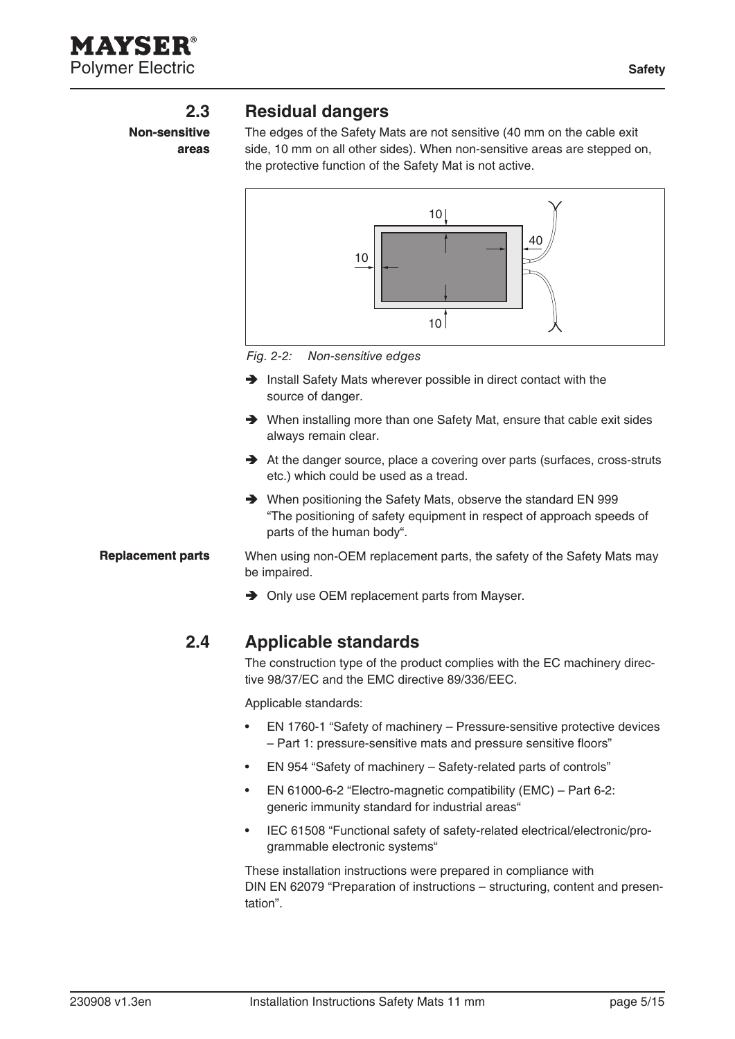## 2.3 Residual dangers

**Non-sensitive areas**

The edges of the Safety Mats are not sensitive (40 mm on the cable exit side, 10 mm on all other sides). When non-sensitive areas are stepped on, the protective function of the Safety Mat is not active.

*Fig. 2-2: Non-sensitive edges*

- ➔ Install Safety Mats wherever possible in direct contact with the source of danger.
- ➔ When installing more than one Safety Mat, ensure that cable exit sides always remain clear.
- ➔ At the danger source, place a covering over parts (surfaces, cross-struts etc.) which could be used as a tread.
- ➔ When positioning the Safety Mats, observe the standard EN 999 "The positioning of safety equipment in respect of approach speeds of parts of the human body".

**Replacement parts**

When using non-OEM replacement parts, the safety of the Safety Mats may be impaired.

- ➔ Only use OEM replacement parts from Mayser.

## 2.4 Applicable standards

The construction type of the product complies with the EC machinery directive 98/37/EC and the EMC directive 89/336/EEC.

Applicable standards:

- EN 1760-1 "Safety of machinery – Pressure-sensitive protective devices – Part 1: pressure-sensitive mats and pressure sensitive floors"
- EN 954 "Safety of machinery – Safety-related parts of controls"
- EN 61000-6-2 "Electro-magnetic compatibility (EMC) – Part 6-2: generic immunity standard for industrial areas"
- IEC 61508 "Functional safety of safety-related electrical/electronic/programmable electronic systems"

These installation instructions were prepared in compliance with DIN EN 62079 "Preparation of instructions – structuring, content and presentation".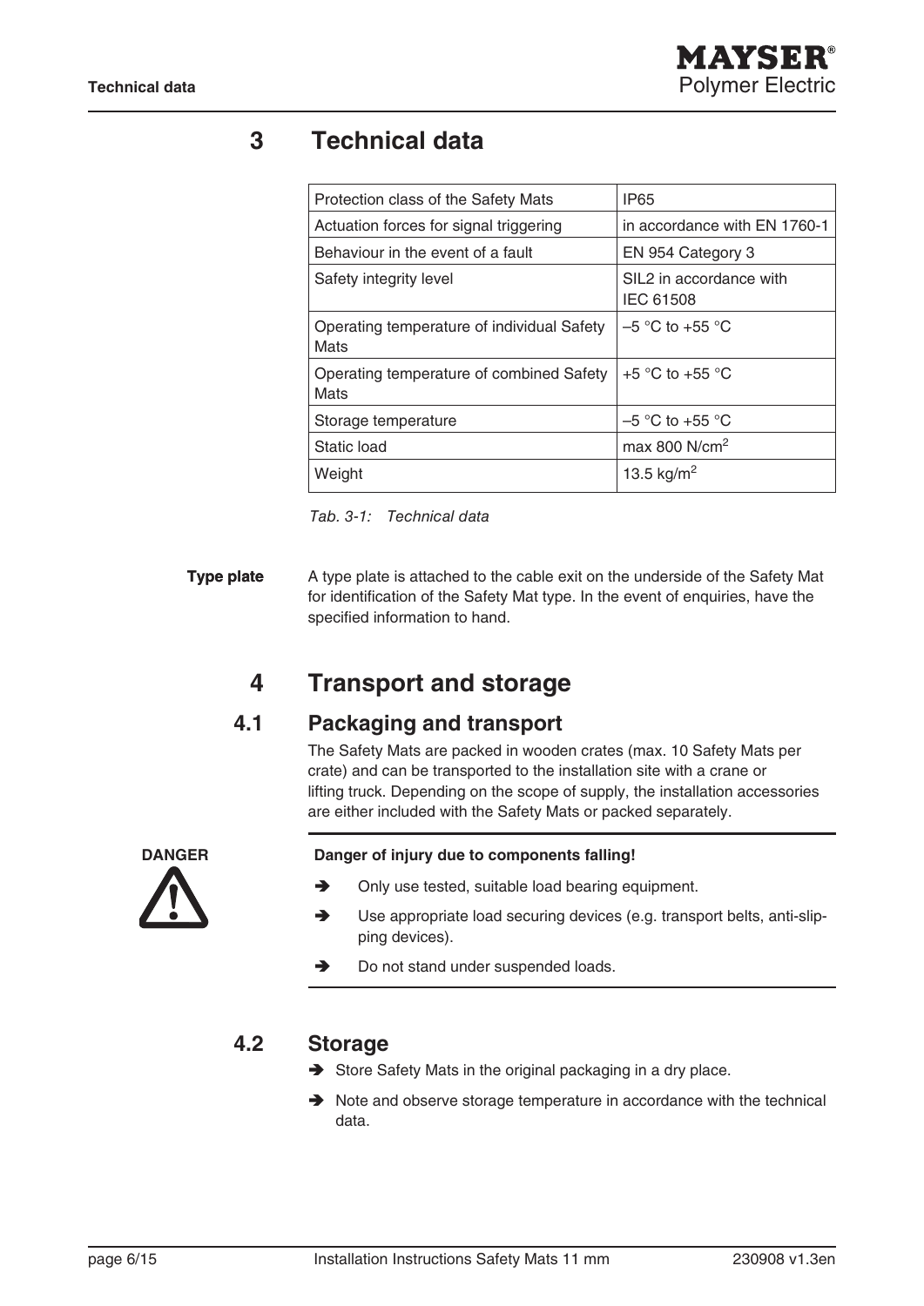# 3 Technical data

| Protection class of the Safety Mats | IP65 |
|---|---|
| Actuation forces for signal triggering | in accordance with EN 1760-1 |
| Behaviour in the event of a fault | EN 954 Category 3 |
| Safety integrity level | SIL2 in accordance with IEC 61508 |
| Operating temperature of individual Safety Mats | –5 °C to +55 °C |
| Operating temperature of combined Safety Mats | +5 °C to +55 °C |
| Storage temperature | –5 °C to +55 °C |
| Static load | max 800 N/cm$^2$ |
| Weight | 13.5 kg/m$^2$ |

*Tab. 3-1: Technical data*

**Type plate**

A type plate is attached to the cable exit on the underside of the Safety Mat for identification of the Safety Mat type. In the event of enquiries, have the specified information to hand.

# 4 Transport and storage

## 4.1 Packaging and transport

The Safety Mats are packed in wooden crates (max. 10 Safety Mats per crate) and can be transported to the installation site with a crane or lifting truck. Depending on the scope of supply, the installation accessories are either included with the Safety Mats or packed separately.

**DANGER**

**Danger of injury due to components falling!**

- ➔ Only use tested, suitable load bearing equipment.
- ➔ Use appropriate load securing devices (e.g. transport belts, anti-slipping devices).
- ➔ Do not stand under suspended loads.

## 4.2 Storage

- ➔ Store Safety Mats in the original packaging in a dry place.
- ➔ Note and observe storage temperature in accordance with the technical data.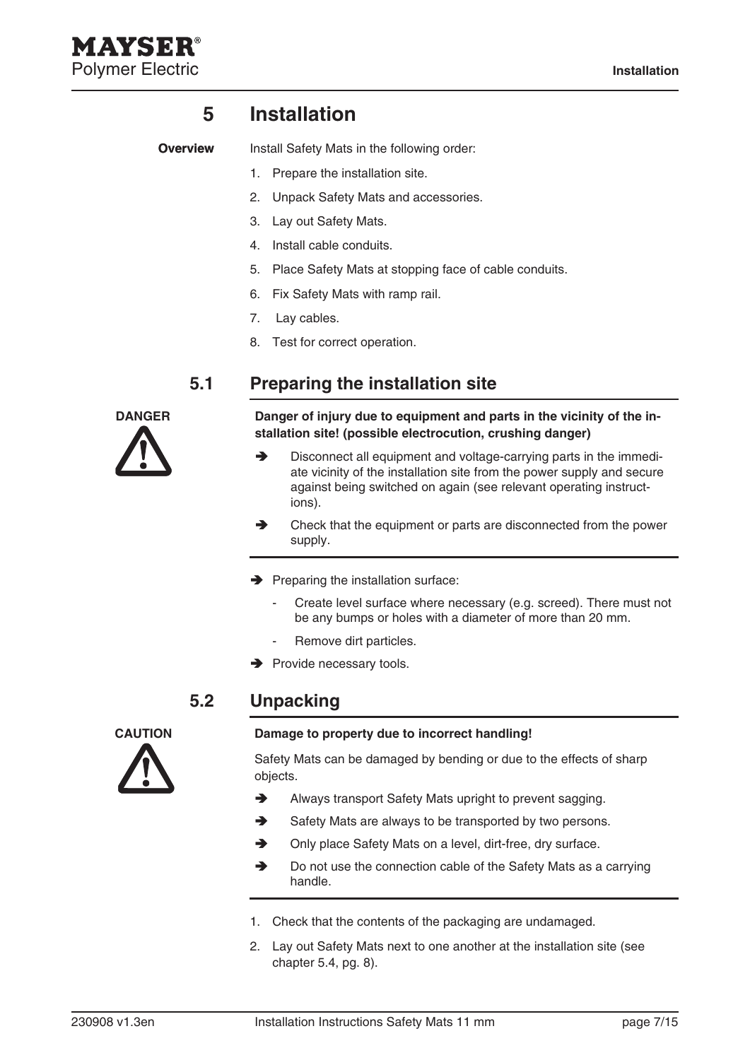# 5 Installation

**Overview**

Install Safety Mats in the following order:

1. Prepare the installation site.
2. Unpack Safety Mats and accessories.
3. Lay out Safety Mats.
4. Install cable conduits.
5. Place Safety Mats at stopping face of cable conduits.
6. Fix Safety Mats with ramp rail.
7. Lay cables.
8. Test for correct operation.

## 5.1 Preparing the installation site

**DANGER**

**Danger of injury due to equipment and parts in the vicinity of the installation site! (possible electrocution, crushing danger)**

➔ Disconnect all equipment and voltage-carrying parts in the immediate vicinity of the installation site from the power supply and secure against being switched on again (see relevant operating instructions).

➔ Check that the equipment or parts are disconnected from the power supply.

➔ Preparing the installation surface:

- Create level surface where necessary (e.g. screed). There must not be any bumps or holes with a diameter of more than 20 mm.
- Remove dirt particles.

➔ Provide necessary tools.

## 5.2 Unpacking

**CAUTION**

**Damage to property due to incorrect handling!**

Safety Mats can be damaged by bending or due to the effects of sharp objects.

➔ Always transport Safety Mats upright to prevent sagging.

➔ Safety Mats are always to be transported by two persons.

➔ Only place Safety Mats on a level, dirt-free, dry surface.

➔ Do not use the connection cable of the Safety Mats as a carrying handle.

1. Check that the contents of the packaging are undamaged.
2. Lay out Safety Mats next to one another at the installation site (see chapter 5.4, pg. 8).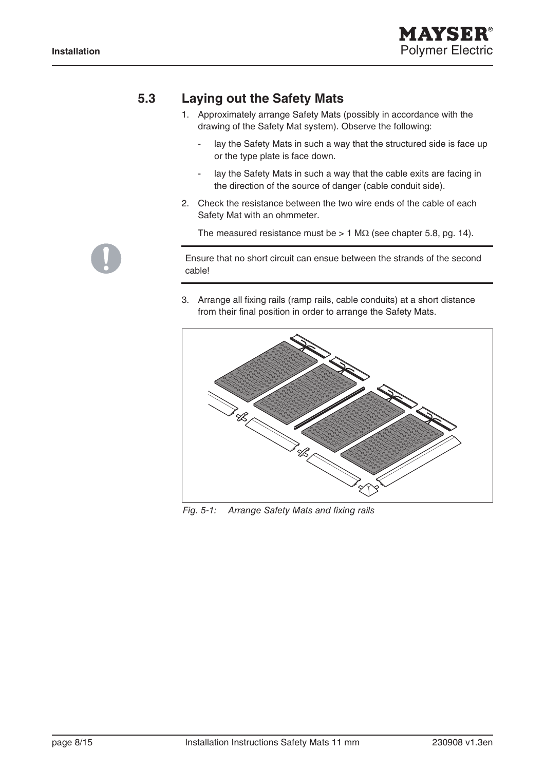## 5.3 Laying out the Safety Mats

1. Approximately arrange Safety Mats (possibly in accordance with the drawing of the Safety Mat system). Observe the following:
   - lay the Safety Mats in such a way that the structured side is face up or the type plate is face down.
   - lay the Safety Mats in such a way that the cable exits are facing in the direction of the source of danger (cable conduit side).
2. Check the resistance between the two wire ends of the cable of each Safety Mat with an ohmmeter.

   The measured resistance must be > 1 MΩ (see chapter 5.8, pg. 14).

> Ensure that no short circuit can ensue between the strands of the second cable!

3. Arrange all fixing rails (ramp rails, cable conduits) at a short distance from their final position in order to arrange the Safety Mats.

*Fig. 5-1: Arrange Safety Mats and fixing rails*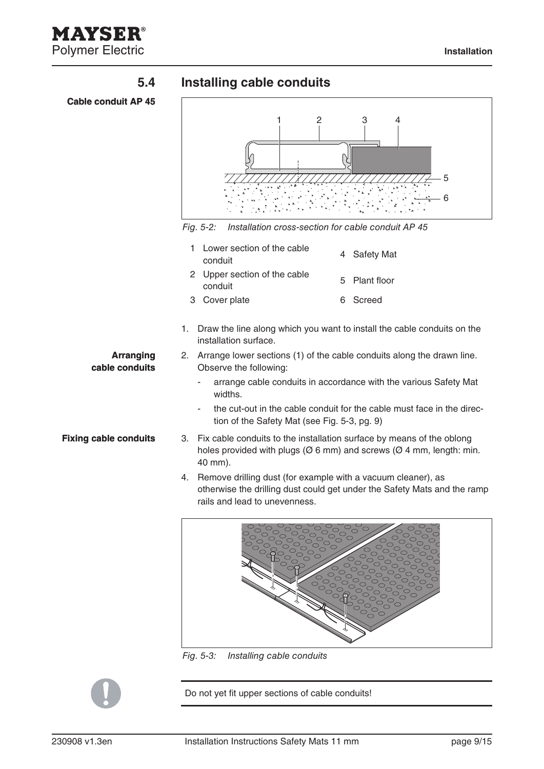## 5.4 Installing cable conduits

**Cable conduit AP 45**

*Fig. 5-2: Installation cross-section for cable conduit AP 45*

| | | | |
|---|---|---|---|
| 1 | Lower section of the cable conduit | 4 | Safety Mat |
| 2 | Upper section of the cable conduit | 5 | Plant floor |
| 3 | Cover plate | 6 | Screed |

1. Draw the line along which you want to install the cable conduits on the installation surface.

**Arranging cable conduits**

2. Arrange lower sections (1) of the cable conduits along the drawn line. Observe the following:
   - arrange cable conduits in accordance with the various Safety Mat widths.
   - the cut-out in the cable conduit for the cable must face in the direction of the Safety Mat (see Fig. 5-3, pg. 9)

**Fixing cable conduits**

3. Fix cable conduits to the installation surface by means of the oblong holes provided with plugs (Ø 6 mm) and screws (Ø 4 mm, length: min. 40 mm).
4. Remove drilling dust (for example with a vacuum cleaner), as otherwise the drilling dust could get under the Safety Mats and the ramp rails and lead to unevenness.

*Fig. 5-3: Installing cable conduits*

Do not yet fit upper sections of cable conduits!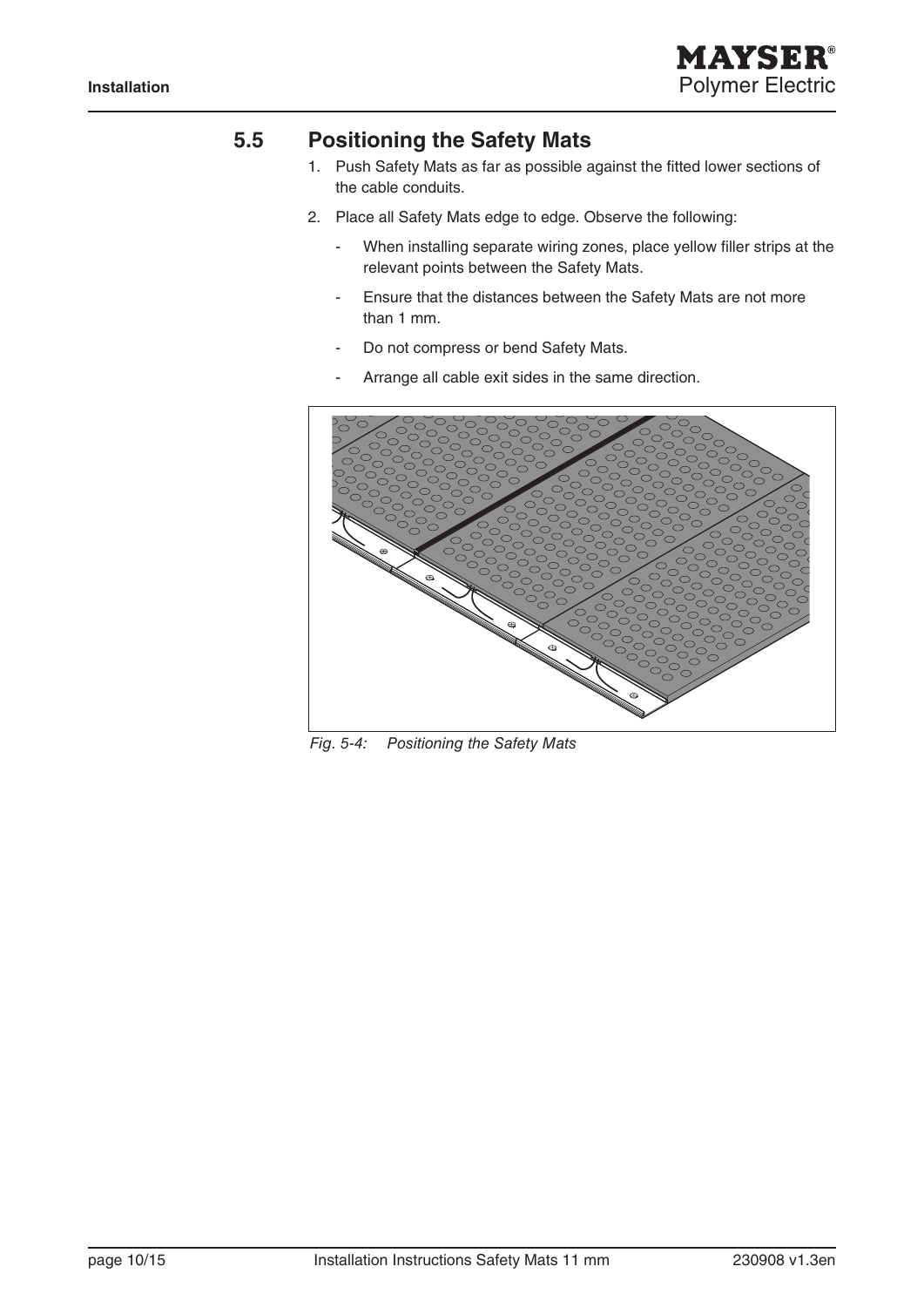## 5.5 Positioning the Safety Mats

1. Push Safety Mats as far as possible against the fitted lower sections of the cable conduits.
2. Place all Safety Mats edge to edge. Observe the following:
   - When installing separate wiring zones, place yellow filler strips at the relevant points between the Safety Mats.
   - Ensure that the distances between the Safety Mats are not more than 1 mm.
   - Do not compress or bend Safety Mats.
   - Arrange all cable exit sides in the same direction.

*Fig. 5-4: Positioning the Safety Mats*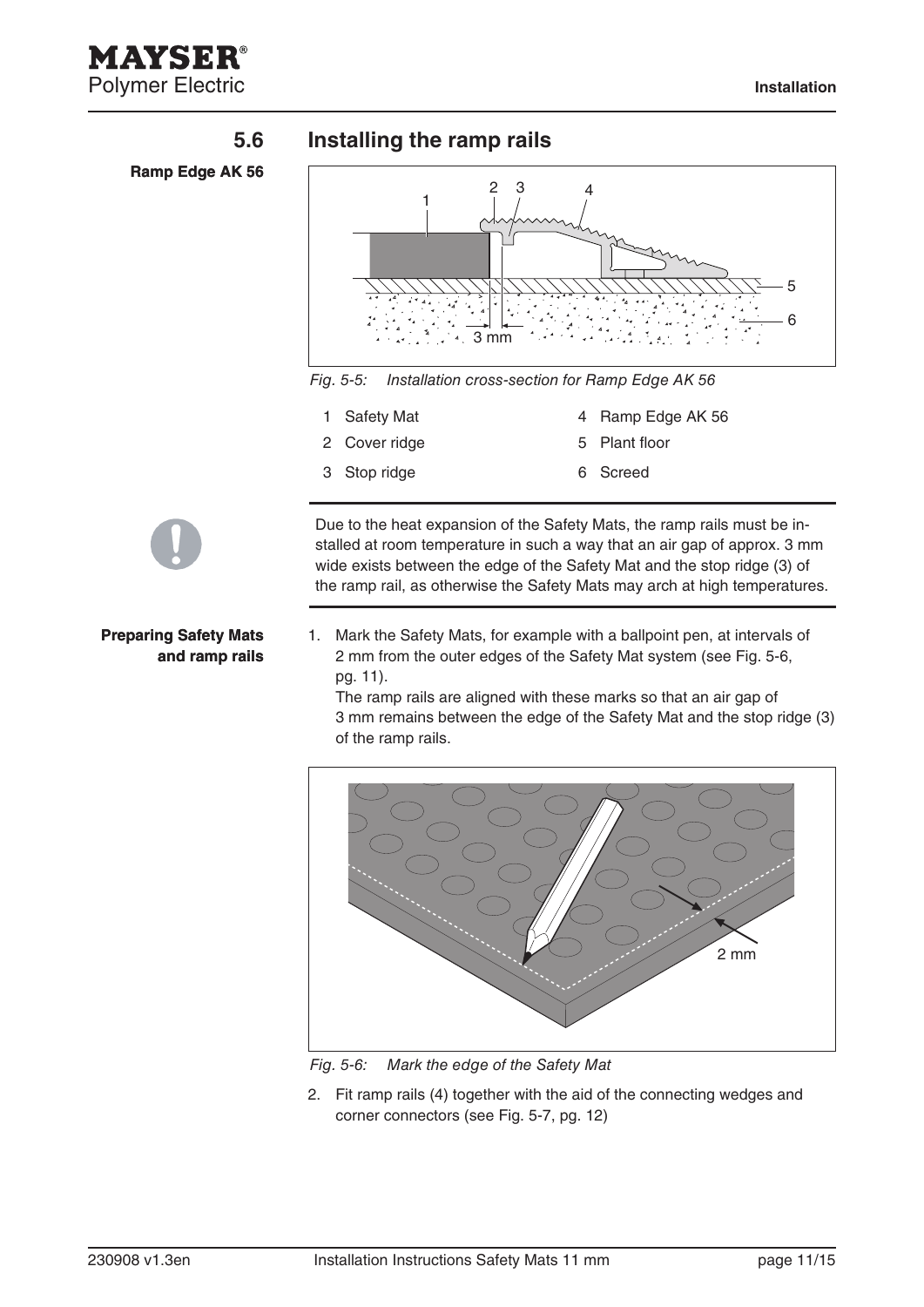## 5.6 Installing the ramp rails

**Ramp Edge AK 56**

*Fig. 5-5: Installation cross-section for Ramp Edge AK 56*

| | | | |
|---|---|---|---|
| 1 | Safety Mat | 4 | Ramp Edge AK 56 |
| 2 | Cover ridge | 5 | Plant floor |
| 3 | Stop ridge | 6 | Screed |

Due to the heat expansion of the Safety Mats, the ramp rails must be installed at room temperature in such a way that an air gap of approx. 3 mm wide exists between the edge of the Safety Mat and the stop ridge (3) of the ramp rail, as otherwise the Safety Mats may arch at high temperatures.

**Preparing Safety Mats and ramp rails**

1. Mark the Safety Mats, for example with a ballpoint pen, at intervals of 2 mm from the outer edges of the Safety Mat system (see Fig. 5-6, pg. 11).
   The ramp rails are aligned with these marks so that an air gap of 3 mm remains between the edge of the Safety Mat and the stop ridge (3) of the ramp rails.

*Fig. 5-6: Mark the edge of the Safety Mat*

2. Fit ramp rails (4) together with the aid of the connecting wedges and corner connectors (see Fig. 5-7, pg. 12)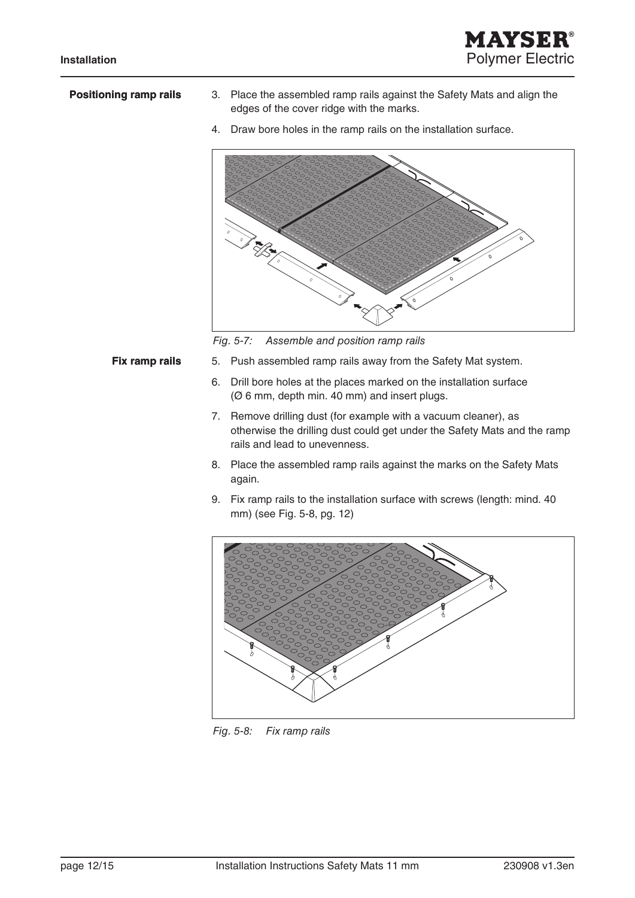**Positioning ramp rails**

3. Place the assembled ramp rails against the Safety Mats and align the edges of the cover ridge with the marks.
4. Draw bore holes in the ramp rails on the installation surface.

*Fig. 5-7: Assemble and position ramp rails*

**Fix ramp rails**

5. Push assembled ramp rails away from the Safety Mat system.
6. Drill bore holes at the places marked on the installation surface (Ø 6 mm, depth min. 40 mm) and insert plugs.
7. Remove drilling dust (for example with a vacuum cleaner), as otherwise the drilling dust could get under the Safety Mats and the ramp rails and lead to unevenness.
8. Place the assembled ramp rails against the marks on the Safety Mats again.
9. Fix ramp rails to the installation surface with screws (length: mind. 40 mm) (see Fig. 5-8, pg. 12)

*Fig. 5-8: Fix ramp rails*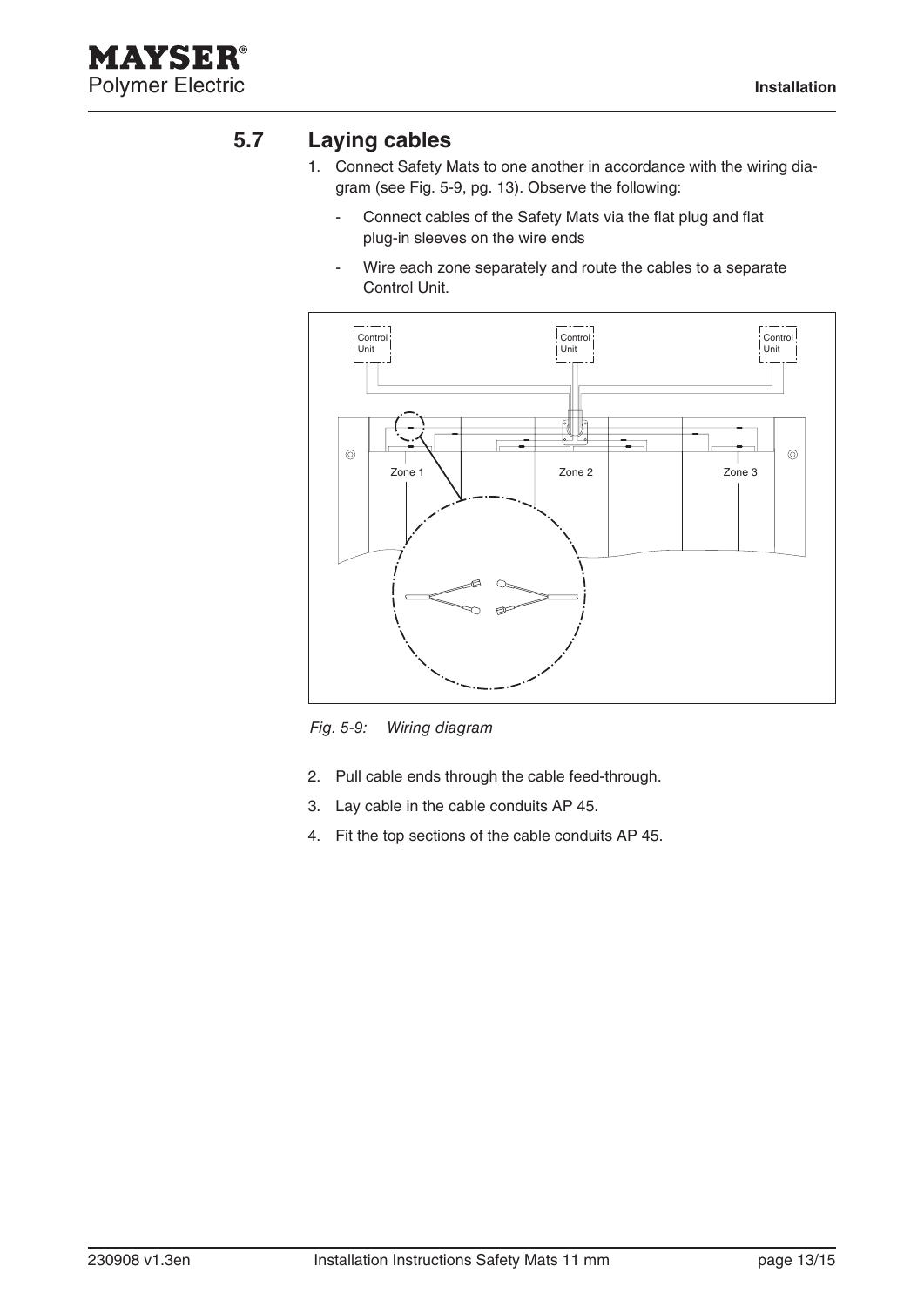## 5.7 Laying cables

1. Connect Safety Mats to one another in accordance with the wiring diagram (see Fig. 5-9, pg. 13). Observe the following:
   - Connect cables of the Safety Mats via the flat plug and flat plug-in sleeves on the wire ends
   - Wire each zone separately and route the cables to a separate Control Unit.

*Fig. 5-9: Wiring diagram*

2. Pull cable ends through the cable feed-through.
3. Lay cable in the cable conduits AP 45.
4. Fit the top sections of the cable conduits AP 45.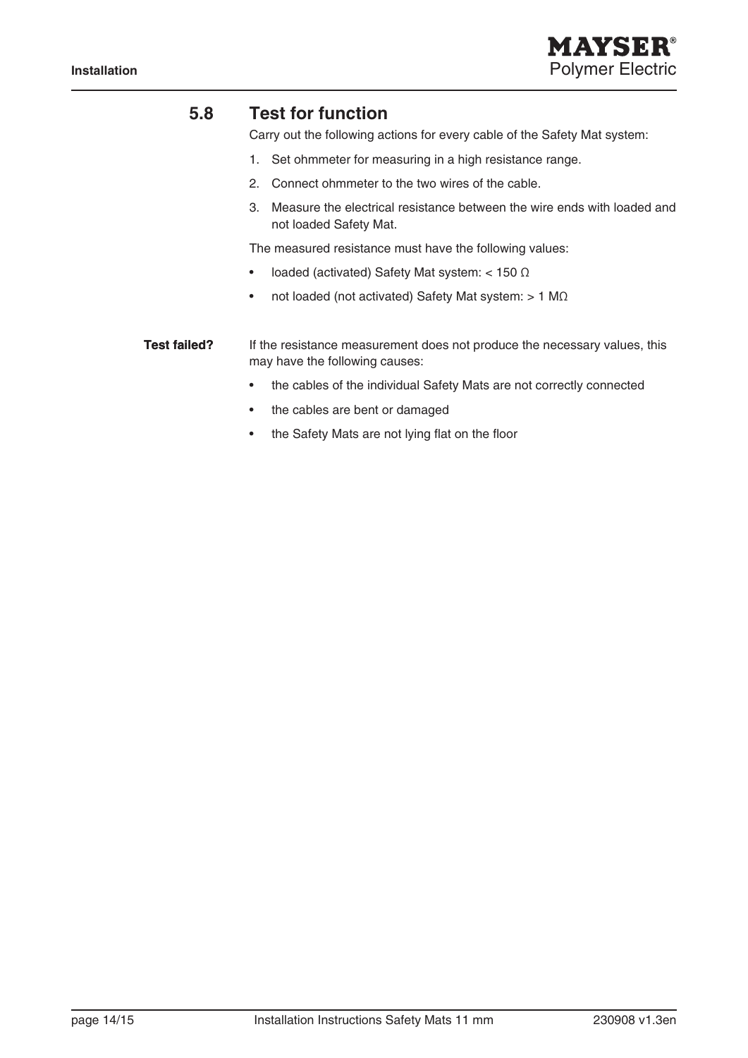## 5.8 Test for function

Carry out the following actions for every cable of the Safety Mat system:

1. Set ohmmeter for measuring in a high resistance range.
2. Connect ohmmeter to the two wires of the cable.
3. Measure the electrical resistance between the wire ends with loaded and not loaded Safety Mat.

The measured resistance must have the following values:

- loaded (activated) Safety Mat system: < 150 Ω
- not loaded (not activated) Safety Mat system: > 1 MΩ

**Test failed?**

If the resistance measurement does not produce the necessary values, this may have the following causes:

- the cables of the individual Safety Mats are not correctly connected
- the cables are bent or damaged
- the Safety Mats are not lying flat on the floor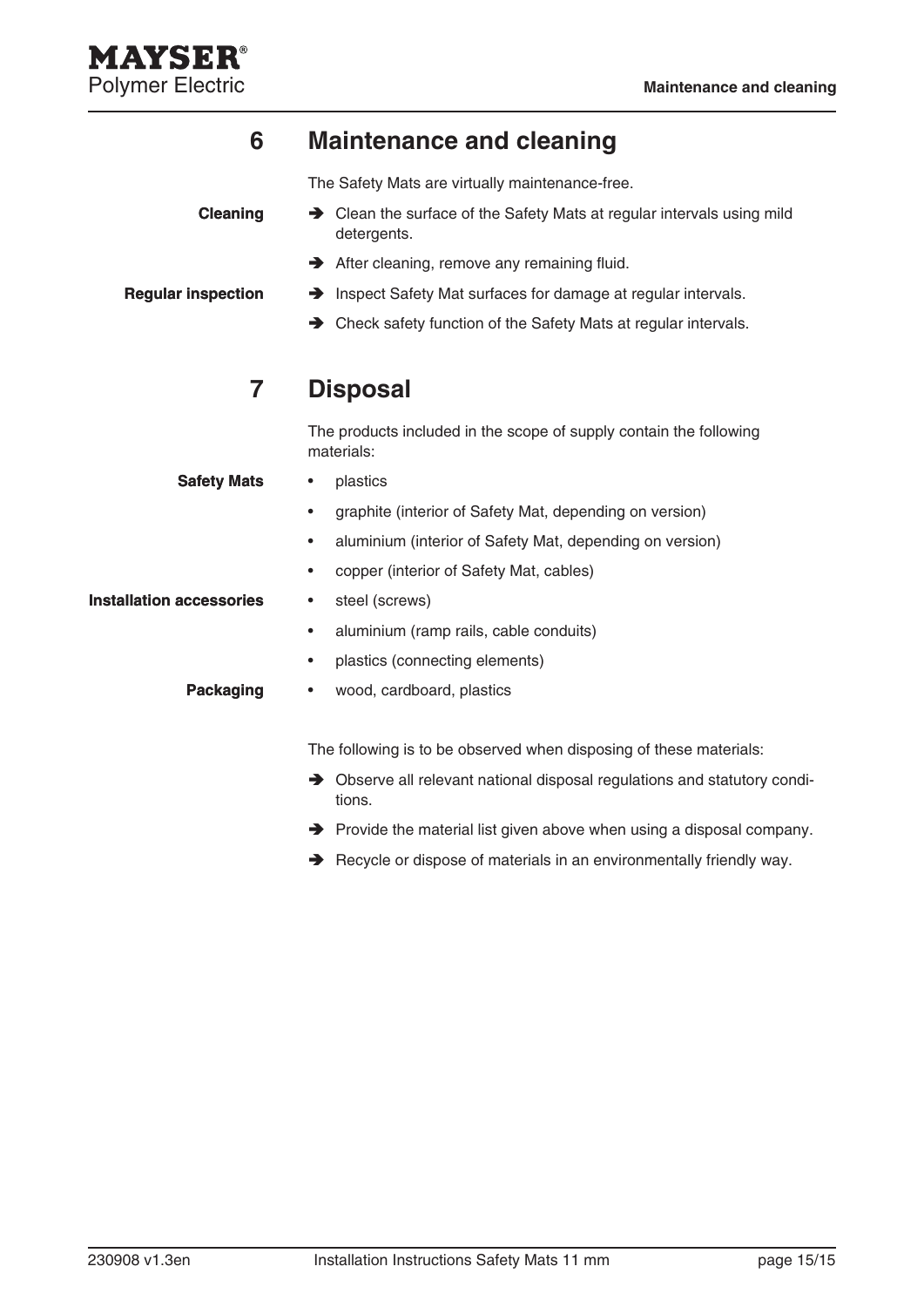# 6 Maintenance and cleaning

The Safety Mats are virtually maintenance-free.

**Cleaning**

- ➔ Clean the surface of the Safety Mats at regular intervals using mild detergents.
- ➔ After cleaning, remove any remaining fluid.

**Regular inspection**

- ➔ Inspect Safety Mat surfaces for damage at regular intervals.
- ➔ Check safety function of the Safety Mats at regular intervals.

# 7 Disposal

The products included in the scope of supply contain the following materials:

**Safety Mats**

- plastics
- graphite (interior of Safety Mat, depending on version)
- aluminium (interior of Safety Mat, depending on version)
- copper (interior of Safety Mat, cables)

**Installation accessories**

- steel (screws)
- aluminium (ramp rails, cable conduits)
- plastics (connecting elements)

**Packaging**

- wood, cardboard, plastics

The following is to be observed when disposing of these materials:

- ➔ Observe all relevant national disposal regulations and statutory conditions.
- ➔ Provide the material list given above when using a disposal company.
- ➔ Recycle or dispose of materials in an environmentally friendly way.